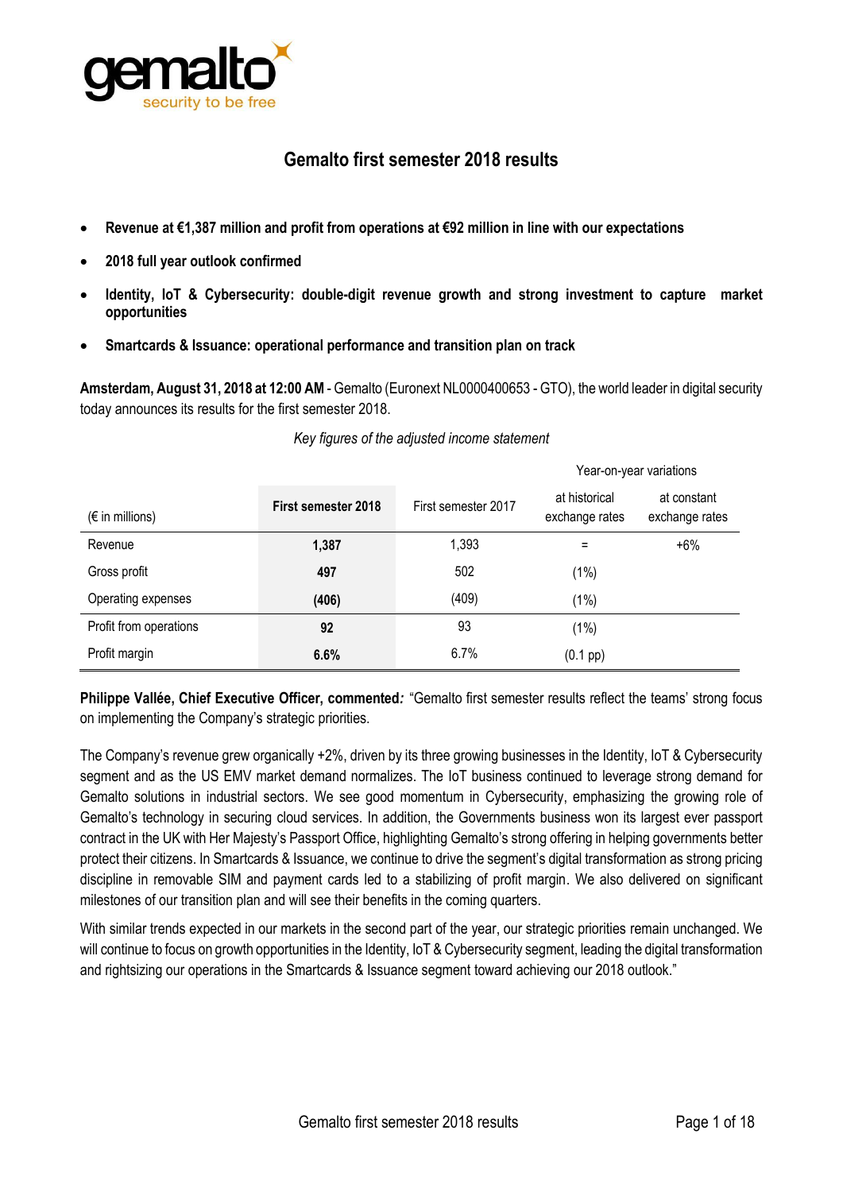# Gemalto first semester 2018 results

- **Revenue at €1,387 million and profit from operations at €92 million in line with our expectations**
- **2018 full year outlook confirmed**
- **Identity, IoT & Cybersecurity: double-digit revenue growth and strong investment to capture market opportunities**
- **Smartcards & Issuance: operational performance and transition plan on track**

**Amsterdam, August 31, 2018 at 12:00 AM** - Gemalto (Euronext NL0000400653 - GTO), the world leader in digital security today announces its results for the first semester 2018.

*Key figures of the adjusted income statement*

| | | | Year-on-year variations | |
|---|---|---|---|---|
| (€ in millions) | **First semester 2018** | First semester 2017 | at historical exchange rates | at constant exchange rates |
| Revenue | **1,387** | 1,393 | = | +6% |
| Gross profit | **497** | 502 | (1%) | |
| Operating expenses | **(406)** | (409) | (1%) | |
| Profit from operations | **92** | 93 | (1%) | |
| Profit margin | **6.6%** | 6.7% | (0.1 pp) | |

**Philippe Vallée, Chief Executive Officer, commented*:*** "Gemalto first semester results reflect the teams' strong focus on implementing the Company's strategic priorities.

The Company's revenue grew organically +2%, driven by its three growing businesses in the Identity, IoT & Cybersecurity segment and as the US EMV market demand normalizes. The IoT business continued to leverage strong demand for Gemalto solutions in industrial sectors. We see good momentum in Cybersecurity, emphasizing the growing role of Gemalto's technology in securing cloud services. In addition, the Governments business won its largest ever passport contract in the UK with Her Majesty's Passport Office, highlighting Gemalto's strong offering in helping governments better protect their citizens. In Smartcards & Issuance, we continue to drive the segment's digital transformation as strong pricing discipline in removable SIM and payment cards led to a stabilizing of profit margin. We also delivered on significant milestones of our transition plan and will see their benefits in the coming quarters.

With similar trends expected in our markets in the second part of the year, our strategic priorities remain unchanged. We will continue to focus on growth opportunities in the Identity, IoT & Cybersecurity segment, leading the digital transformation and rightsizing our operations in the Smartcards & Issuance segment toward achieving our 2018 outlook."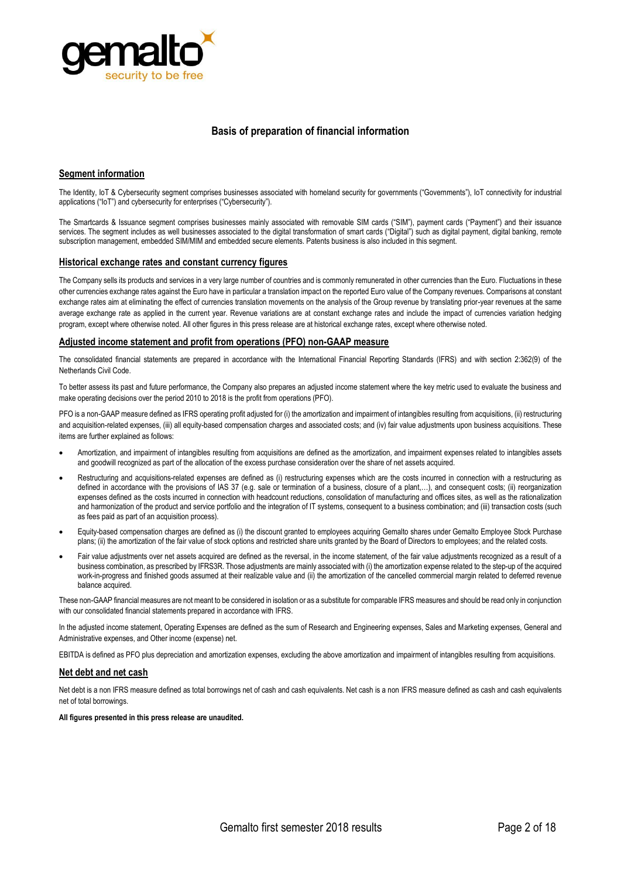# Basis of preparation of financial information

## Segment information

The Identity, IoT & Cybersecurity segment comprises businesses associated with homeland security for governments ("Governments"), IoT connectivity for industrial applications ("IoT") and cybersecurity for enterprises ("Cybersecurity").

The Smartcards & Issuance segment comprises businesses mainly associated with removable SIM cards ("SIM"), payment cards ("Payment") and their issuance services. The segment includes as well businesses associated to the digital transformation of smart cards ("Digital") such as digital payment, digital banking, remote subscription management, embedded SIM/MIM and embedded secure elements. Patents business is also included in this segment.

## Historical exchange rates and constant currency figures

The Company sells its products and services in a very large number of countries and is commonly remunerated in other currencies than the Euro. Fluctuations in these other currencies exchange rates against the Euro have in particular a translation impact on the reported Euro value of the Company revenues. Comparisons at constant exchange rates aim at eliminating the effect of currencies translation movements on the analysis of the Group revenue by translating prior-year revenues at the same average exchange rate as applied in the current year. Revenue variations are at constant exchange rates and include the impact of currencies variation hedging program, except where otherwise noted. All other figures in this press release are at historical exchange rates, except where otherwise noted.

## Adjusted income statement and profit from operations (PFO) non-GAAP measure

The consolidated financial statements are prepared in accordance with the International Financial Reporting Standards (IFRS) and with section 2:362(9) of the Netherlands Civil Code.

To better assess its past and future performance, the Company also prepares an adjusted income statement where the key metric used to evaluate the business and make operating decisions over the period 2010 to 2018 is the profit from operations (PFO).

PFO is a non-GAAP measure defined as IFRS operating profit adjusted for (i) the amortization and impairment of intangibles resulting from acquisitions, (ii) restructuring and acquisition-related expenses, (iii) all equity-based compensation charges and associated costs; and (iv) fair value adjustments upon business acquisitions. These items are further explained as follows:

- Amortization, and impairment of intangibles resulting from acquisitions are defined as the amortization, and impairment expenses related to intangibles assets and goodwill recognized as part of the allocation of the excess purchase consideration over the share of net assets acquired.
- Restructuring and acquisitions-related expenses are defined as (i) restructuring expenses which are the costs incurred in connection with a restructuring as defined in accordance with the provisions of IAS 37 (e.g. sale or termination of a business, closure of a plant,…), and consequent costs; (ii) reorganization expenses defined as the costs incurred in connection with headcount reductions, consolidation of manufacturing and offices sites, as well as the rationalization and harmonization of the product and service portfolio and the integration of IT systems, consequent to a business combination; and (iii) transaction costs (such as fees paid as part of an acquisition process).
- Equity-based compensation charges are defined as (i) the discount granted to employees acquiring Gemalto shares under Gemalto Employee Stock Purchase plans; (ii) the amortization of the fair value of stock options and restricted share units granted by the Board of Directors to employees; and the related costs.
- Fair value adjustments over net assets acquired are defined as the reversal, in the income statement, of the fair value adjustments recognized as a result of a business combination, as prescribed by IFRS3R. Those adjustments are mainly associated with (i) the amortization expense related to the step-up of the acquired work-in-progress and finished goods assumed at their realizable value and (ii) the amortization of the cancelled commercial margin related to deferred revenue balance acquired.

These non-GAAP financial measures are not meant to be considered in isolation or as a substitute for comparable IFRS measures and should be read only in conjunction with our consolidated financial statements prepared in accordance with IFRS.

In the adjusted income statement, Operating Expenses are defined as the sum of Research and Engineering expenses, Sales and Marketing expenses, General and Administrative expenses, and Other income (expense) net.

EBITDA is defined as PFO plus depreciation and amortization expenses, excluding the above amortization and impairment of intangibles resulting from acquisitions.

## Net debt and net cash

Net debt is a non IFRS measure defined as total borrowings net of cash and cash equivalents. Net cash is a non IFRS measure defined as cash and cash equivalents net of total borrowings.

**All figures presented in this press release are unaudited.**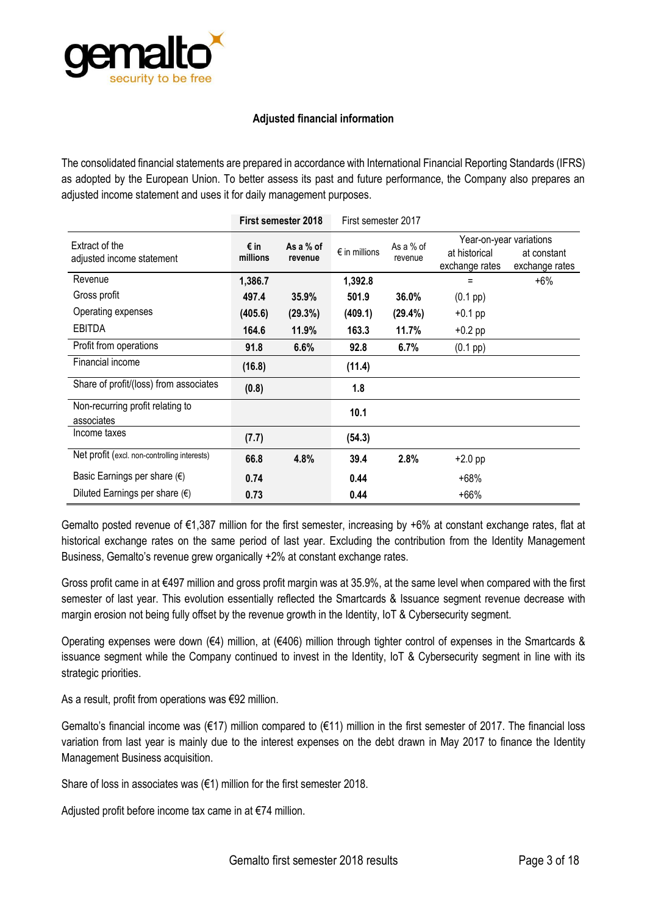### Adjusted financial information

The consolidated financial statements are prepared in accordance with International Financial Reporting Standards (IFRS) as adopted by the European Union. To better assess its past and future performance, the Company also prepares an adjusted income statement and uses it for daily management purposes.

| | **First semester 2018** | | First semester 2017 | | | |
|---|---|---|---|---|---|---|
| Extract of the adjusted income statement | **€ in millions** | **As a % of revenue** | € in millions | As a % of revenue | Year-on-year variations at historical exchange rates | Year-on-year variations at constant exchange rates |
| Revenue | **1,386.7** | | **1,392.8** | | = | +6% |
| Gross profit | **497.4** | **35.9%** | **501.9** | **36.0%** | (0.1 pp) | |
| Operating expenses | **(405.6)** | **(29.3%)** | **(409.1)** | **(29.4%)** | +0.1 pp | |
| EBITDA | **164.6** | **11.9%** | **163.3** | **11.7%** | +0.2 pp | |
| Profit from operations | **91.8** | **6.6%** | **92.8** | **6.7%** | (0.1 pp) | |
| Financial income | **(16.8)** | | **(11.4)** | | | |
| Share of profit/(loss) from associates | **(0.8)** | | **1.8** | | | |
| Non-recurring profit relating to associates | | | **10.1** | | | |
| Income taxes | **(7.7)** | | **(54.3)** | | | |
| Net profit (excl. non-controlling interests) | **66.8** | **4.8%** | **39.4** | **2.8%** | +2.0 pp | |
| Basic Earnings per share (€) | **0.74** | | **0.44** | | +68% | |
| Diluted Earnings per share (€) | **0.73** | | **0.44** | | +66% | |

Gemalto posted revenue of €1,387 million for the first semester, increasing by +6% at constant exchange rates, flat at historical exchange rates on the same period of last year. Excluding the contribution from the Identity Management Business, Gemalto's revenue grew organically +2% at constant exchange rates.

Gross profit came in at €497 million and gross profit margin was at 35.9%, at the same level when compared with the first semester of last year. This evolution essentially reflected the Smartcards & Issuance segment revenue decrease with margin erosion not being fully offset by the revenue growth in the Identity, IoT & Cybersecurity segment.

Operating expenses were down (€4) million, at (€406) million through tighter control of expenses in the Smartcards & issuance segment while the Company continued to invest in the Identity, IoT & Cybersecurity segment in line with its strategic priorities.

As a result, profit from operations was €92 million.

Gemalto's financial income was (€17) million compared to (€11) million in the first semester of 2017. The financial loss variation from last year is mainly due to the interest expenses on the debt drawn in May 2017 to finance the Identity Management Business acquisition.

Share of loss in associates was (€1) million for the first semester 2018.

Adjusted profit before income tax came in at €74 million.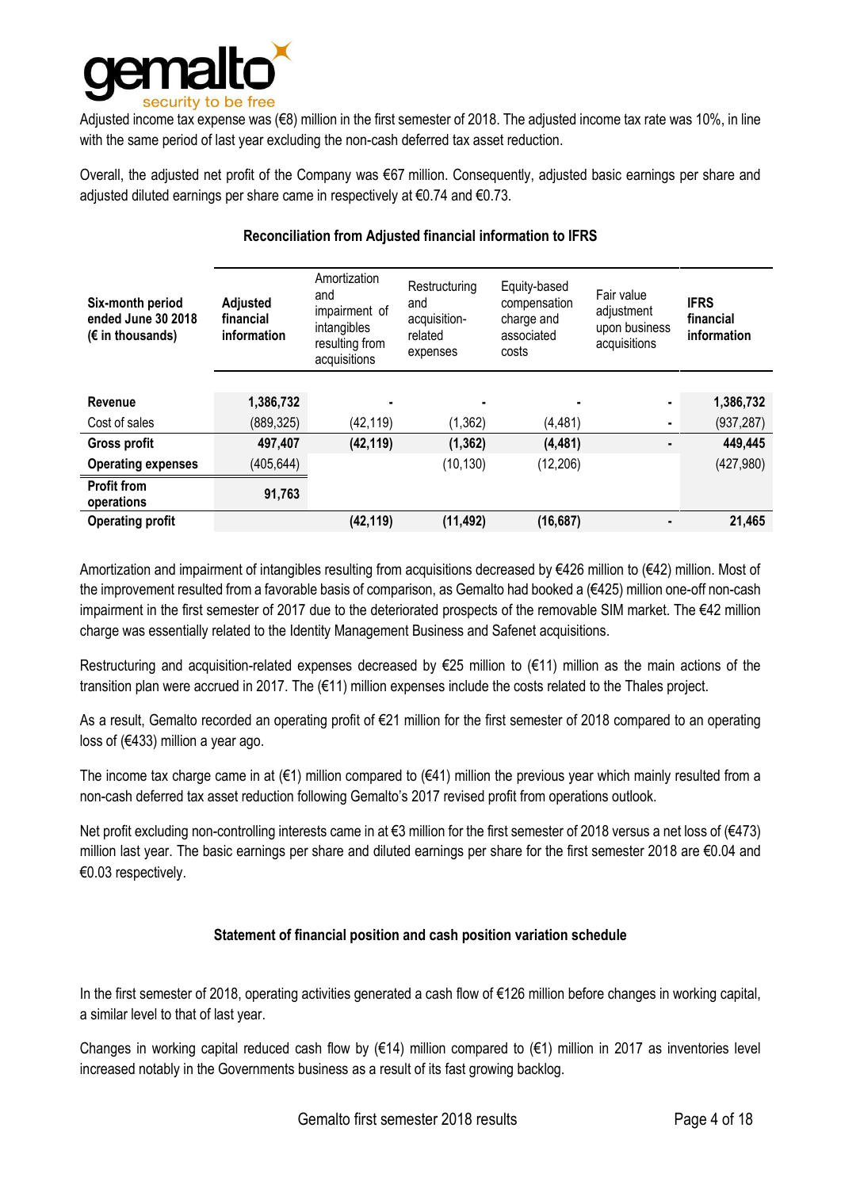Adjusted income tax expense was (€8) million in the first semester of 2018. The adjusted income tax rate was 10%, in line with the same period of last year excluding the non-cash deferred tax asset reduction.

Overall, the adjusted net profit of the Company was €67 million. Consequently, adjusted basic earnings per share and adjusted diluted earnings per share came in respectively at €0.74 and €0.73.

**Reconciliation from Adjusted financial information to IFRS**

| Six-month period ended June 30 2018 (€ in thousands) | Adjusted financial information | Amortization and impairment of intangibles resulting from acquisitions | Restructuring and acquisition-related expenses | Equity-based compensation charge and associated costs | Fair value adjustment upon business acquisitions | IFRS financial information |
|---|---|---|---|---|---|---|
| **Revenue** | **1,386,732** | **-** | **-** | **-** | **-** | **1,386,732** |
| Cost of sales | (889,325) | (42,119) | (1,362) | (4,481) | - | (937,287) |
| **Gross profit** | **497,407** | **(42,119)** | **(1,362)** | **(4,481)** | **-** | **449,445** |
| **Operating expenses** | (405,644) | | (10,130) | (12,206) | | (427,980) |
| **Profit from operations** | **91,763** | | | | | |
| **Operating profit** | | **(42,119)** | **(11,492)** | **(16,687)** | **-** | **21,465** |

Amortization and impairment of intangibles resulting from acquisitions decreased by €426 million to (€42) million. Most of the improvement resulted from a favorable basis of comparison, as Gemalto had booked a (€425) million one-off non-cash impairment in the first semester of 2017 due to the deteriorated prospects of the removable SIM market. The €42 million charge was essentially related to the Identity Management Business and Safenet acquisitions.

Restructuring and acquisition-related expenses decreased by €25 million to (€11) million as the main actions of the transition plan were accrued in 2017. The (€11) million expenses include the costs related to the Thales project.

As a result, Gemalto recorded an operating profit of €21 million for the first semester of 2018 compared to an operating loss of (€433) million a year ago.

The income tax charge came in at (€1) million compared to (€41) million the previous year which mainly resulted from a non-cash deferred tax asset reduction following Gemalto's 2017 revised profit from operations outlook.

Net profit excluding non-controlling interests came in at €3 million for the first semester of 2018 versus a net loss of (€473) million last year. The basic earnings per share and diluted earnings per share for the first semester 2018 are €0.04 and €0.03 respectively.

**Statement of financial position and cash position variation schedule**

In the first semester of 2018, operating activities generated a cash flow of €126 million before changes in working capital, a similar level to that of last year.

Changes in working capital reduced cash flow by (€14) million compared to (€1) million in 2017 as inventories level increased notably in the Governments business as a result of its fast growing backlog.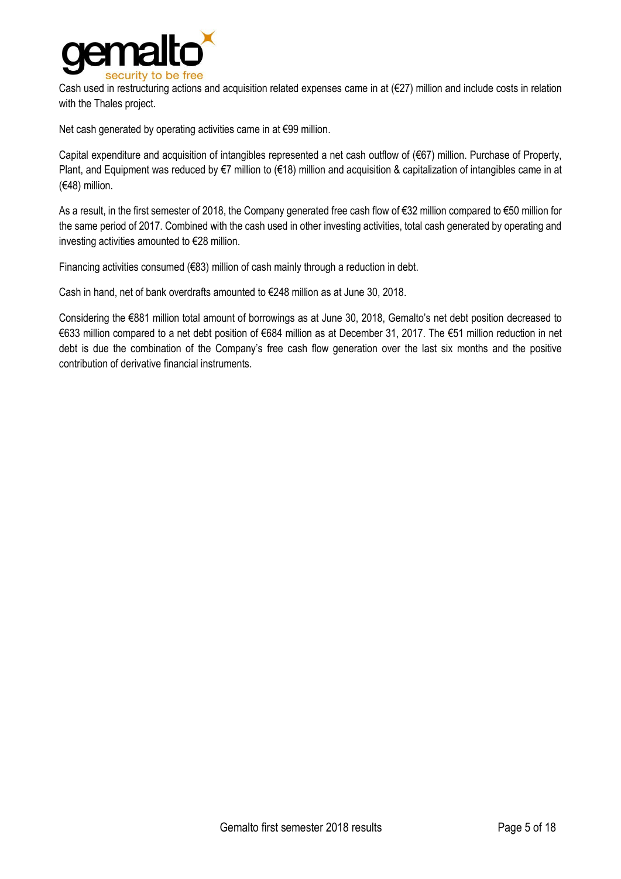Cash used in restructuring actions and acquisition related expenses came in at (€27) million and include costs in relation with the Thales project.

Net cash generated by operating activities came in at €99 million.

Capital expenditure and acquisition of intangibles represented a net cash outflow of (€67) million. Purchase of Property, Plant, and Equipment was reduced by €7 million to (€18) million and acquisition & capitalization of intangibles came in at (€48) million.

As a result, in the first semester of 2018, the Company generated free cash flow of €32 million compared to €50 million for the same period of 2017. Combined with the cash used in other investing activities, total cash generated by operating and investing activities amounted to €28 million.

Financing activities consumed (€83) million of cash mainly through a reduction in debt.

Cash in hand, net of bank overdrafts amounted to €248 million as at June 30, 2018.

Considering the €881 million total amount of borrowings as at June 30, 2018, Gemalto's net debt position decreased to €633 million compared to a net debt position of €684 million as at December 31, 2017. The €51 million reduction in net debt is due the combination of the Company's free cash flow generation over the last six months and the positive contribution of derivative financial instruments.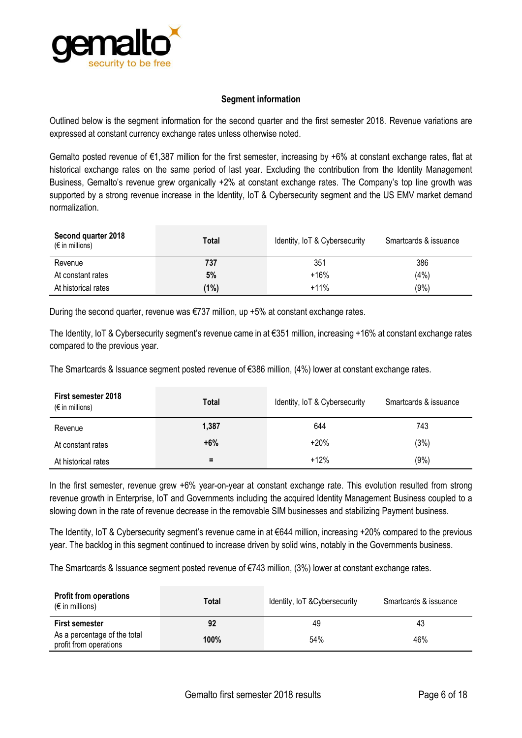## Segment information

Outlined below is the segment information for the second quarter and the first semester 2018. Revenue variations are expressed at constant currency exchange rates unless otherwise noted.

Gemalto posted revenue of €1,387 million for the first semester, increasing by +6% at constant exchange rates, flat at historical exchange rates on the same period of last year. Excluding the contribution from the Identity Management Business, Gemalto's revenue grew organically +2% at constant exchange rates. The Company's top line growth was supported by a strong revenue increase in the Identity, IoT & Cybersecurity segment and the US EMV market demand normalization.

| **Second quarter 2018** (€ in millions) | **Total** | Identity, IoT & Cybersecurity | Smartcards & issuance |
|---|---|---|---|
| Revenue | **737** | 351 | 386 |
| At constant rates | **5%** | +16% | (4%) |
| At historical rates | **(1%)** | +11% | (9%) |

During the second quarter, revenue was €737 million, up +5% at constant exchange rates.

The Identity, IoT & Cybersecurity segment's revenue came in at €351 million, increasing +16% at constant exchange rates compared to the previous year.

The Smartcards & Issuance segment posted revenue of €386 million, (4%) lower at constant exchange rates.

| **First semester 2018** (€ in millions) | **Total** | Identity, IoT & Cybersecurity | Smartcards & issuance |
|---|---|---|---|
| Revenue | **1,387** | 644 | 743 |
| At constant rates | **+6%** | +20% | (3%) |
| At historical rates | **=** | +12% | (9%) |

In the first semester, revenue grew +6% year-on-year at constant exchange rate. This evolution resulted from strong revenue growth in Enterprise, IoT and Governments including the acquired Identity Management Business coupled to a slowing down in the rate of revenue decrease in the removable SIM businesses and stabilizing Payment business.

The Identity, IoT & Cybersecurity segment's revenue came in at €644 million, increasing +20% compared to the previous year. The backlog in this segment continued to increase driven by solid wins, notably in the Governments business.

The Smartcards & Issuance segment posted revenue of €743 million, (3%) lower at constant exchange rates.

| **Profit from operations** (€ in millions) | **Total** | Identity, IoT &Cybersecurity | Smartcards & issuance |
|---|---|---|---|
| **First semester** | **92** | 49 | 43 |
| As a percentage of the total profit from operations | **100%** | 54% | 46% |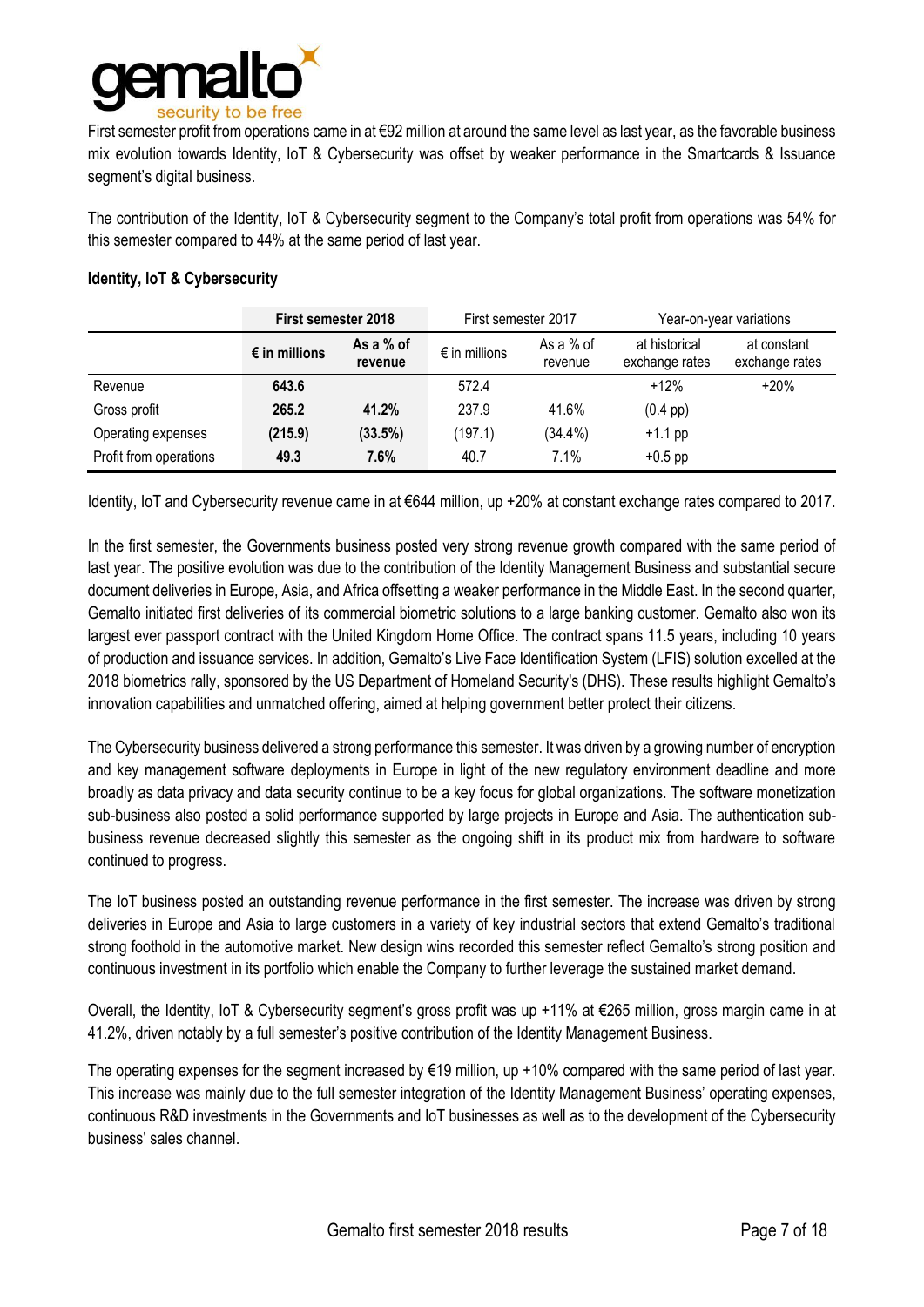First semester profit from operations came in at €92 million at around the same level as last year, as the favorable business mix evolution towards Identity, IoT & Cybersecurity was offset by weaker performance in the Smartcards & Issuance segment's digital business.

The contribution of the Identity, IoT & Cybersecurity segment to the Company's total profit from operations was 54% for this semester compared to 44% at the same period of last year.

**Identity, IoT & Cybersecurity**

| | **First semester 2018** | | First semester 2017 | | Year-on-year variations | |
|---|---|---|---|---|---|---|
| | **€ in millions** | **As a % of revenue** | € in millions | As a % of revenue | at historical exchange rates | at constant exchange rates |
| Revenue | **643.6** | | 572.4 | | +12% | +20% |
| Gross profit | **265.2** | **41.2%** | 237.9 | 41.6% | (0.4 pp) | |
| Operating expenses | **(215.9)** | **(33.5%)** | (197.1) | (34.4%) | +1.1 pp | |
| Profit from operations | **49.3** | **7.6%** | 40.7 | 7.1% | +0.5 pp | |

Identity, IoT and Cybersecurity revenue came in at €644 million, up +20% at constant exchange rates compared to 2017.

In the first semester, the Governments business posted very strong revenue growth compared with the same period of last year. The positive evolution was due to the contribution of the Identity Management Business and substantial secure document deliveries in Europe, Asia, and Africa offsetting a weaker performance in the Middle East. In the second quarter, Gemalto initiated first deliveries of its commercial biometric solutions to a large banking customer. Gemalto also won its largest ever passport contract with the United Kingdom Home Office. The contract spans 11.5 years, including 10 years of production and issuance services. In addition, Gemalto's Live Face Identification System (LFIS) solution excelled at the 2018 biometrics rally, sponsored by the US Department of Homeland Security's (DHS). These results highlight Gemalto's innovation capabilities and unmatched offering, aimed at helping government better protect their citizens.

The Cybersecurity business delivered a strong performance this semester. It was driven by a growing number of encryption and key management software deployments in Europe in light of the new regulatory environment deadline and more broadly as data privacy and data security continue to be a key focus for global organizations. The software monetization sub-business also posted a solid performance supported by large projects in Europe and Asia. The authentication sub-business revenue decreased slightly this semester as the ongoing shift in its product mix from hardware to software continued to progress.

The IoT business posted an outstanding revenue performance in the first semester. The increase was driven by strong deliveries in Europe and Asia to large customers in a variety of key industrial sectors that extend Gemalto's traditional strong foothold in the automotive market. New design wins recorded this semester reflect Gemalto's strong position and continuous investment in its portfolio which enable the Company to further leverage the sustained market demand.

Overall, the Identity, IoT & Cybersecurity segment's gross profit was up +11% at €265 million, gross margin came in at 41.2%, driven notably by a full semester's positive contribution of the Identity Management Business.

The operating expenses for the segment increased by €19 million, up +10% compared with the same period of last year. This increase was mainly due to the full semester integration of the Identity Management Business' operating expenses, continuous R&D investments in the Governments and IoT businesses as well as to the development of the Cybersecurity business' sales channel.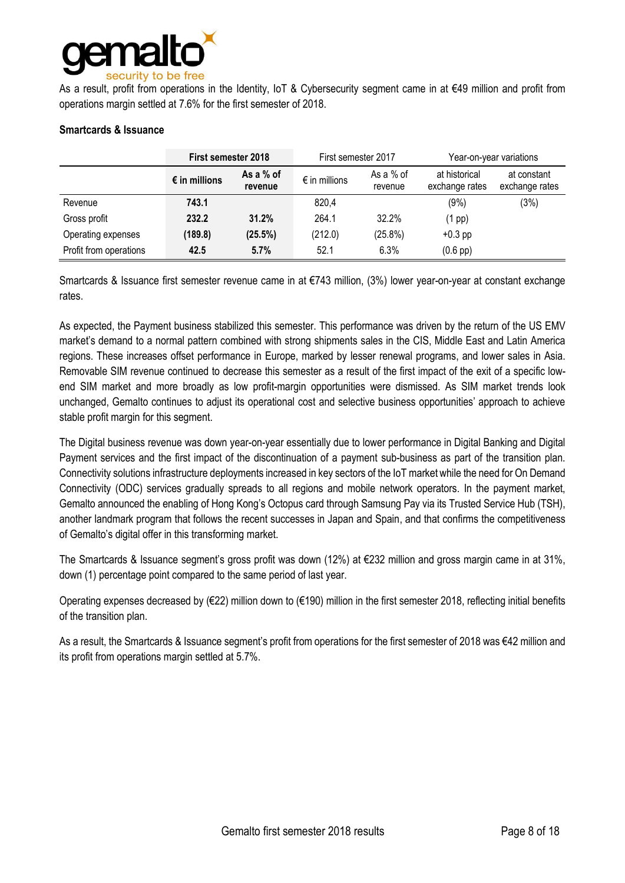As a result, profit from operations in the Identity, IoT & Cybersecurity segment came in at €49 million and profit from operations margin settled at 7.6% for the first semester of 2018.

**Smartcards & Issuance**

| | **First semester 2018** | | First semester 2017 | | Year-on-year variations | |
|---|---|---|---|---|---|---|
| | **€ in millions** | **As a % of revenue** | € in millions | As a % of revenue | at historical exchange rates | at constant exchange rates |
| Revenue | **743.1** | | 820,4 | | (9%) | (3%) |
| Gross profit | **232.2** | **31.2%** | 264.1 | 32.2% | (1 pp) | |
| Operating expenses | **(189.8)** | **(25.5%)** | (212.0) | (25.8%) | +0.3 pp | |
| Profit from operations | **42.5** | **5.7%** | 52.1 | 6.3% | (0.6 pp) | |

Smartcards & Issuance first semester revenue came in at €743 million, (3%) lower year-on-year at constant exchange rates.

As expected, the Payment business stabilized this semester. This performance was driven by the return of the US EMV market's demand to a normal pattern combined with strong shipments sales in the CIS, Middle East and Latin America regions. These increases offset performance in Europe, marked by lesser renewal programs, and lower sales in Asia. Removable SIM revenue continued to decrease this semester as a result of the first impact of the exit of a specific low-end SIM market and more broadly as low profit-margin opportunities were dismissed. As SIM market trends look unchanged, Gemalto continues to adjust its operational cost and selective business opportunities' approach to achieve stable profit margin for this segment.

The Digital business revenue was down year-on-year essentially due to lower performance in Digital Banking and Digital Payment services and the first impact of the discontinuation of a payment sub-business as part of the transition plan. Connectivity solutions infrastructure deployments increased in key sectors of the IoT market while the need for On Demand Connectivity (ODC) services gradually spreads to all regions and mobile network operators. In the payment market, Gemalto announced the enabling of Hong Kong's Octopus card through Samsung Pay via its Trusted Service Hub (TSH), another landmark program that follows the recent successes in Japan and Spain, and that confirms the competitiveness of Gemalto's digital offer in this transforming market.

The Smartcards & Issuance segment's gross profit was down (12%) at €232 million and gross margin came in at 31%, down (1) percentage point compared to the same period of last year.

Operating expenses decreased by (€22) million down to (€190) million in the first semester 2018, reflecting initial benefits of the transition plan.

As a result, the Smartcards & Issuance segment's profit from operations for the first semester of 2018 was €42 million and its profit from operations margin settled at 5.7%.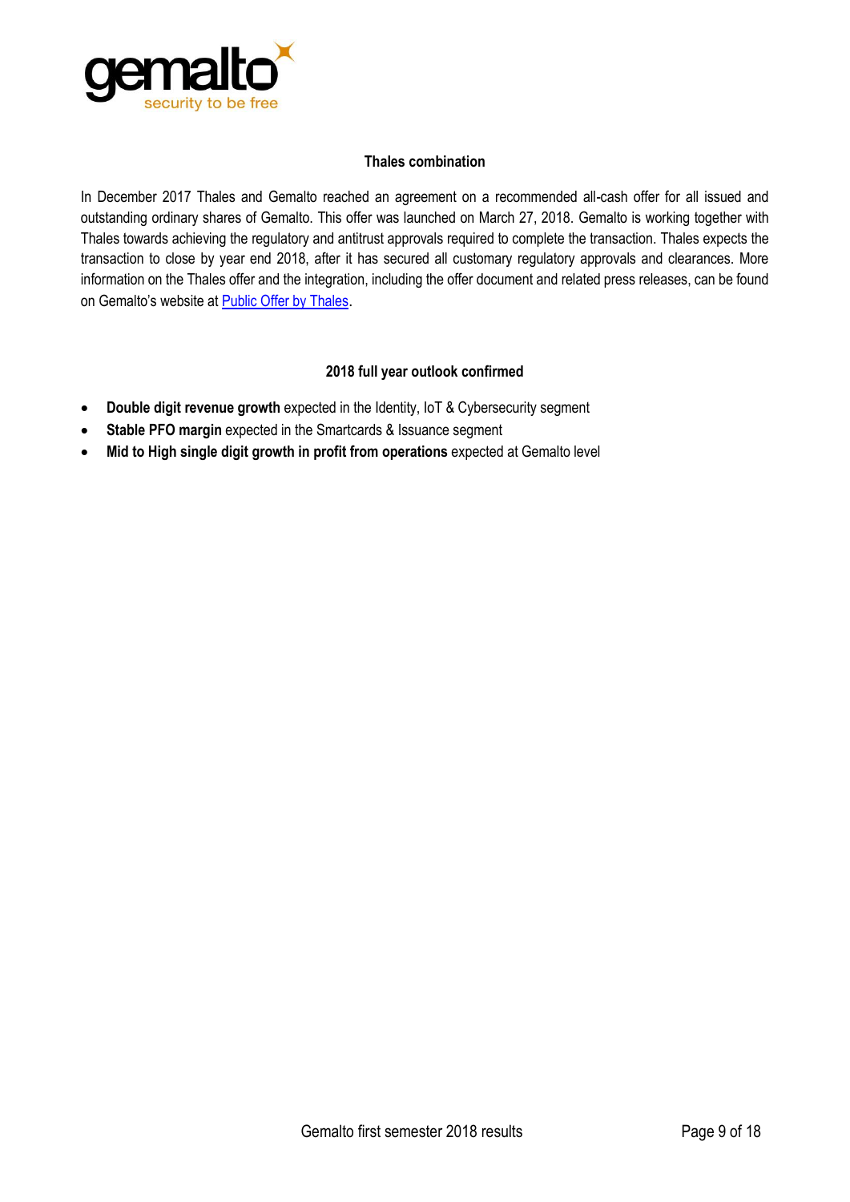## Thales combination

In December 2017 Thales and Gemalto reached an agreement on a recommended all-cash offer for all issued and outstanding ordinary shares of Gemalto. This offer was launched on March 27, 2018. Gemalto is working together with Thales towards achieving the regulatory and antitrust approvals required to complete the transaction. Thales expects the transaction to close by year end 2018, after it has secured all customary regulatory approvals and clearances. More information on the Thales offer and the integration, including the offer document and related press releases, can be found on Gemalto's website at Public Offer by Thales.

## 2018 full year outlook confirmed

- **Double digit revenue growth** expected in the Identity, IoT & Cybersecurity segment
- **Stable PFO margin** expected in the Smartcards & Issuance segment
- **Mid to High single digit growth in profit from operations** expected at Gemalto level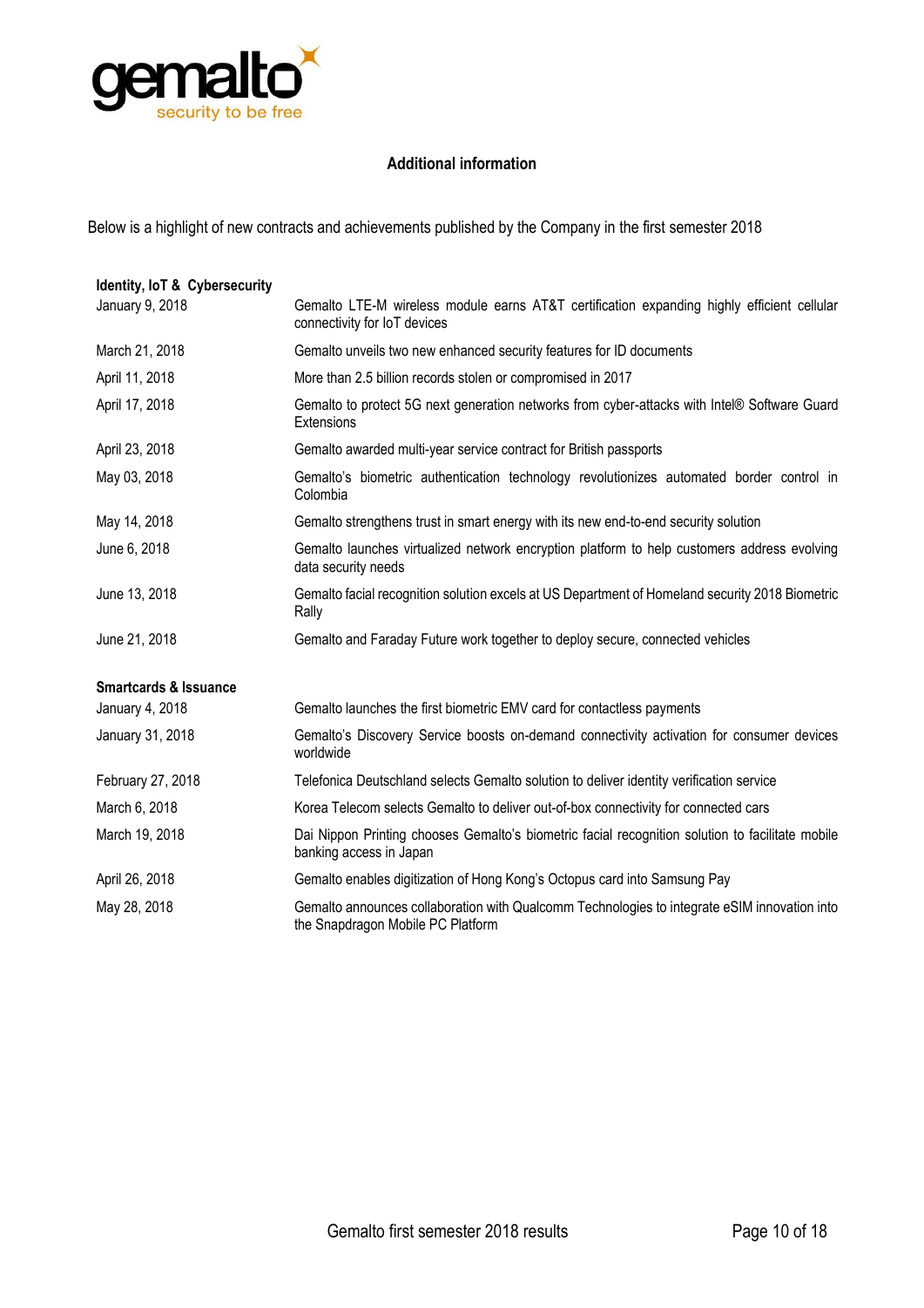## Additional information

Below is a highlight of new contracts and achievements published by the Company in the first semester 2018

| **Identity, IoT & Cybersecurity** | |
|---|---|
| January 9, 2018 | Gemalto LTE-M wireless module earns AT&T certification expanding highly efficient cellular connectivity for IoT devices |
| March 21, 2018 | Gemalto unveils two new enhanced security features for ID documents |
| April 11, 2018 | More than 2.5 billion records stolen or compromised in 2017 |
| April 17, 2018 | Gemalto to protect 5G next generation networks from cyber-attacks with Intel® Software Guard Extensions |
| April 23, 2018 | Gemalto awarded multi-year service contract for British passports |
| May 03, 2018 | Gemalto's biometric authentication technology revolutionizes automated border control in Colombia |
| May 14, 2018 | Gemalto strengthens trust in smart energy with its new end-to-end security solution |
| June 6, 2018 | Gemalto launches virtualized network encryption platform to help customers address evolving data security needs |
| June 13, 2018 | Gemalto facial recognition solution excels at US Department of Homeland security 2018 Biometric Rally |
| June 21, 2018 | Gemalto and Faraday Future work together to deploy secure, connected vehicles |

| **Smartcards & Issuance** | |
|---|---|
| January 4, 2018 | Gemalto launches the first biometric EMV card for contactless payments |
| January 31, 2018 | Gemalto's Discovery Service boosts on-demand connectivity activation for consumer devices worldwide |
| February 27, 2018 | Telefonica Deutschland selects Gemalto solution to deliver identity verification service |
| March 6, 2018 | Korea Telecom selects Gemalto to deliver out-of-box connectivity for connected cars |
| March 19, 2018 | Dai Nippon Printing chooses Gemalto's biometric facial recognition solution to facilitate mobile banking access in Japan |
| April 26, 2018 | Gemalto enables digitization of Hong Kong's Octopus card into Samsung Pay |
| May 28, 2018 | Gemalto announces collaboration with Qualcomm Technologies to integrate eSIM innovation into the Snapdragon Mobile PC Platform |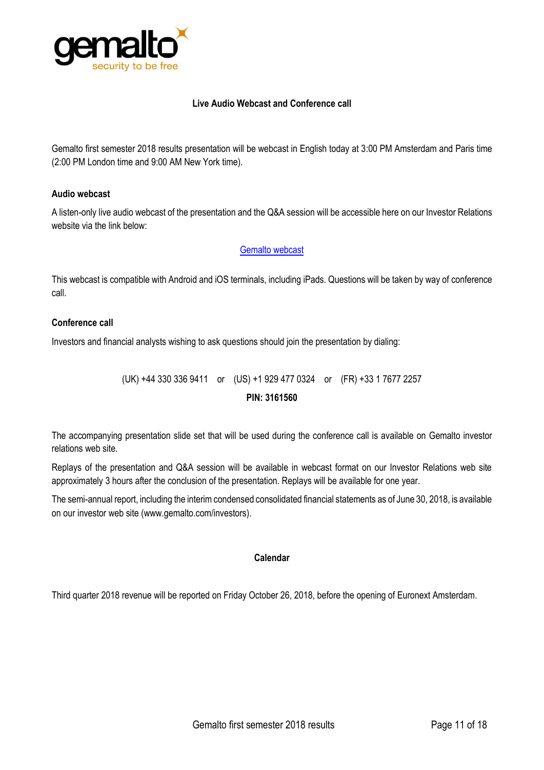## Live Audio Webcast and Conference call

Gemalto first semester 2018 results presentation will be webcast in English today at 3:00 PM Amsterdam and Paris time (2:00 PM London time and 9:00 AM New York time).

### Audio webcast

A listen-only live audio webcast of the presentation and the Q&A session will be accessible here on our Investor Relations website via the link below:

Gemalto webcast

This webcast is compatible with Android and iOS terminals, including iPads. Questions will be taken by way of conference call.

### Conference call

Investors and financial analysts wishing to ask questions should join the presentation by dialing:

(UK) +44 330 336 9411 or (US) +1 929 477 0324 or (FR) +33 1 7677 2257

**PIN: 3161560**

The accompanying presentation slide set that will be used during the conference call is available on Gemalto investor relations web site.

Replays of the presentation and Q&A session will be available in webcast format on our Investor Relations web site approximately 3 hours after the conclusion of the presentation. Replays will be available for one year.

The semi-annual report, including the interim condensed consolidated financial statements as of June 30, 2018, is available on our investor web site (www.gemalto.com/investors).

## Calendar

Third quarter 2018 revenue will be reported on Friday October 26, 2018, before the opening of Euronext Amsterdam.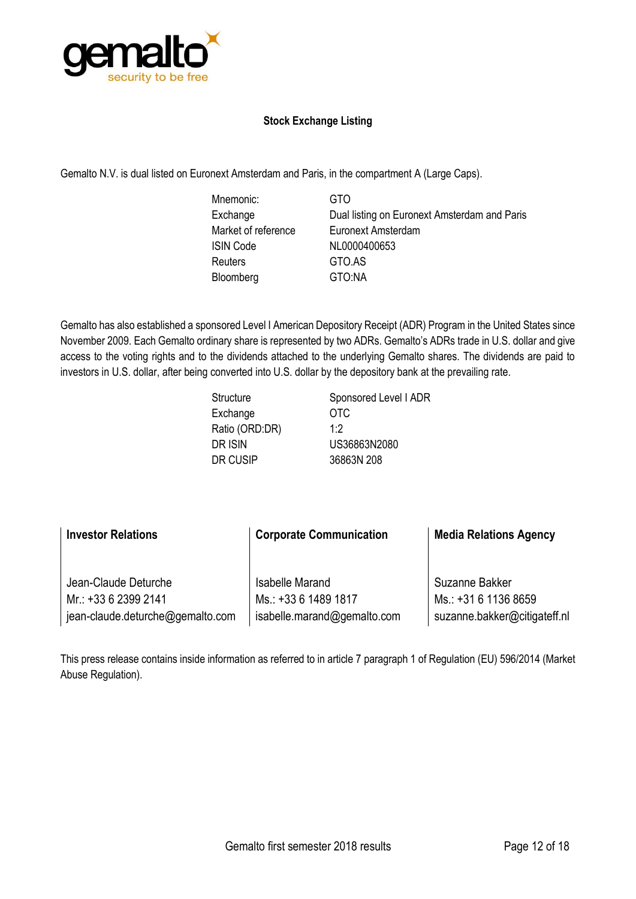### Stock Exchange Listing

Gemalto N.V. is dual listed on Euronext Amsterdam and Paris, in the compartment A (Large Caps).

| | |
|---|---|
| Mnemonic: | GTO |
| Exchange | Dual listing on Euronext Amsterdam and Paris |
| Market of reference | Euronext Amsterdam |
| ISIN Code | NL0000400653 |
| Reuters | GTO.AS |
| Bloomberg | GTO:NA |

Gemalto has also established a sponsored Level I American Depository Receipt (ADR) Program in the United States since November 2009. Each Gemalto ordinary share is represented by two ADRs. Gemalto's ADRs trade in U.S. dollar and give access to the voting rights and to the dividends attached to the underlying Gemalto shares. The dividends are paid to investors in U.S. dollar, after being converted into U.S. dollar by the depository bank at the prevailing rate.

| | |
|---|---|
| Structure | Sponsored Level I ADR |
| Exchange | OTC |
| Ratio (ORD:DR) | 1:2 |
| DR ISIN | US36863N2080 |
| DR CUSIP | 36863N 208 |

| **Investor Relations** | **Corporate Communication** | **Media Relations Agency** |
|---|---|---|
| Jean-Claude Deturche | Isabelle Marand | Suzanne Bakker |
| Mr.: +33 6 2399 2141 | Ms.: +33 6 1489 1817 | Ms.: +31 6 1136 8659 |
| jean-claude.deturche@gemalto.com | isabelle.marand@gemalto.com | suzanne.bakker@citigateff.nl |

This press release contains inside information as referred to in article 7 paragraph 1 of Regulation (EU) 596/2014 (Market Abuse Regulation).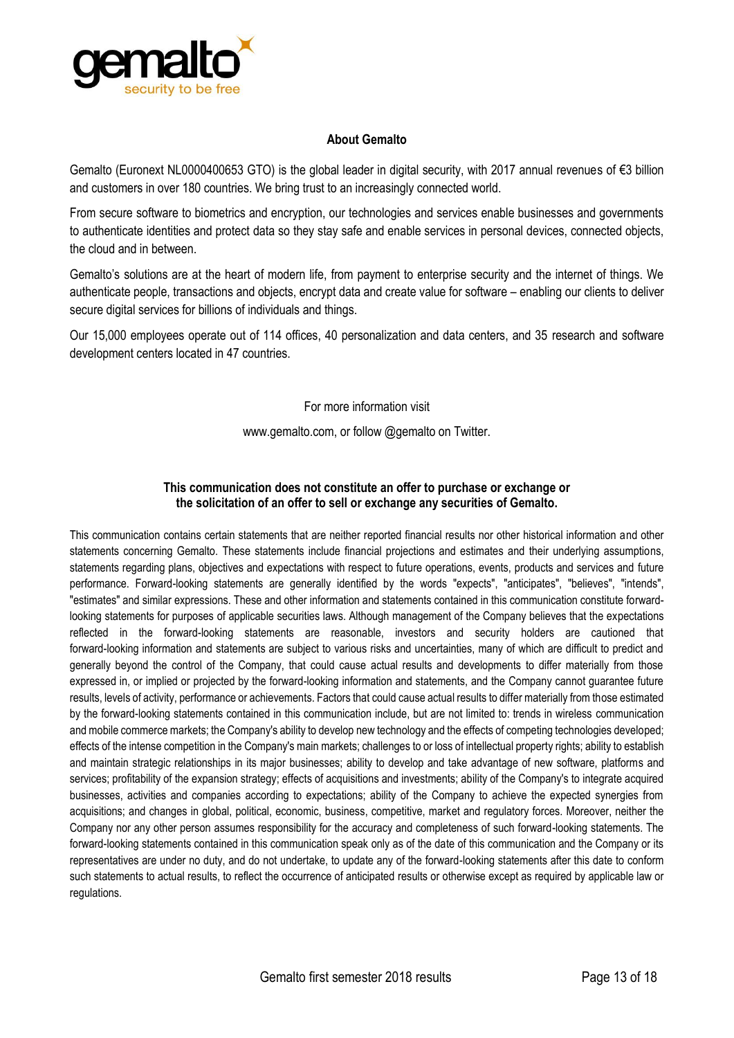## About Gemalto

Gemalto (Euronext NL0000400653 GTO) is the global leader in digital security, with 2017 annual revenues of €3 billion and customers in over 180 countries. We bring trust to an increasingly connected world.

From secure software to biometrics and encryption, our technologies and services enable businesses and governments to authenticate identities and protect data so they stay safe and enable services in personal devices, connected objects, the cloud and in between.

Gemalto's solutions are at the heart of modern life, from payment to enterprise security and the internet of things. We authenticate people, transactions and objects, encrypt data and create value for software – enabling our clients to deliver secure digital services for billions of individuals and things.

Our 15,000 employees operate out of 114 offices, 40 personalization and data centers, and 35 research and software development centers located in 47 countries.

For more information visit

www.gemalto.com, or follow @gemalto on Twitter.

**This communication does not constitute an offer to purchase or exchange or the solicitation of an offer to sell or exchange any securities of Gemalto.**

This communication contains certain statements that are neither reported financial results nor other historical information and other statements concerning Gemalto. These statements include financial projections and estimates and their underlying assumptions, statements regarding plans, objectives and expectations with respect to future operations, events, products and services and future performance. Forward-looking statements are generally identified by the words "expects", "anticipates", "believes", "intends", "estimates" and similar expressions. These and other information and statements contained in this communication constitute forward-looking statements for purposes of applicable securities laws. Although management of the Company believes that the expectations reflected in the forward-looking statements are reasonable, investors and security holders are cautioned that forward-looking information and statements are subject to various risks and uncertainties, many of which are difficult to predict and generally beyond the control of the Company, that could cause actual results and developments to differ materially from those expressed in, or implied or projected by the forward-looking information and statements, and the Company cannot guarantee future results, levels of activity, performance or achievements. Factors that could cause actual results to differ materially from those estimated by the forward-looking statements contained in this communication include, but are not limited to: trends in wireless communication and mobile commerce markets; the Company's ability to develop new technology and the effects of competing technologies developed; effects of the intense competition in the Company's main markets; challenges to or loss of intellectual property rights; ability to establish and maintain strategic relationships in its major businesses; ability to develop and take advantage of new software, platforms and services; profitability of the expansion strategy; effects of acquisitions and investments; ability of the Company's to integrate acquired businesses, activities and companies according to expectations; ability of the Company to achieve the expected synergies from acquisitions; and changes in global, political, economic, business, competitive, market and regulatory forces. Moreover, neither the Company nor any other person assumes responsibility for the accuracy and completeness of such forward-looking statements. The forward-looking statements contained in this communication speak only as of the date of this communication and the Company or its representatives are under no duty, and do not undertake, to update any of the forward-looking statements after this date to conform such statements to actual results, to reflect the occurrence of anticipated results or otherwise except as required by applicable law or regulations.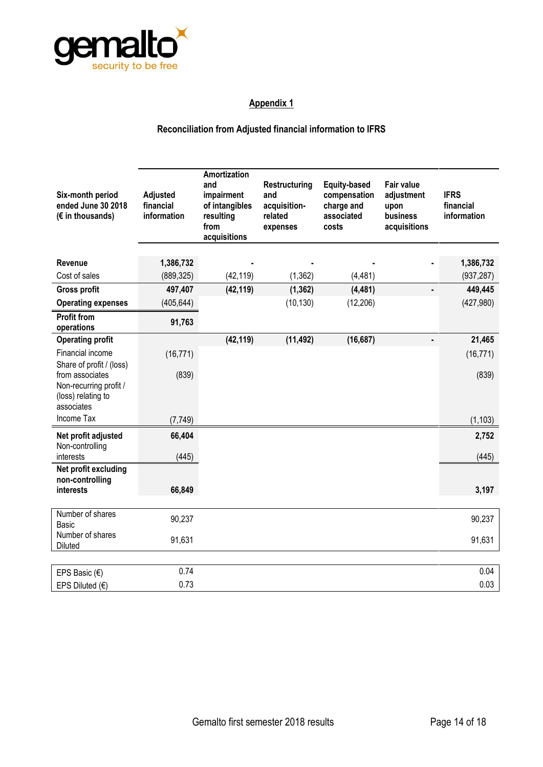## Appendix 1

### Reconciliation from Adjusted financial information to IFRS

| Six-month period ended June 30 2018 (€ in thousands) | Adjusted financial information | Amortization and impairment of intangibles resulting from acquisitions | Restructuring and acquisition-related expenses | Equity-based compensation charge and associated costs | Fair value adjustment upon business acquisitions | IFRS financial information |
|---|---|---|---|---|---|---|
| **Revenue** | **1,386,732** | **-** | **-** | **-** | **-** | **1,386,732** |
| Cost of sales | (889,325) | (42,119) | (1,362) | (4,481) | | (937,287) |
| **Gross profit** | **497,407** | **(42,119)** | **(1,362)** | **(4,481)** | **-** | **449,445** |
| **Operating expenses** | (405,644) | | (10,130) | (12,206) | | (427,980) |
| **Profit from operations** | **91,763** | | | | | |
| **Operating profit** | | **(42,119)** | **(11,492)** | **(16,687)** | **-** | **21,465** |
| Financial income | (16,771) | | | | | (16,771) |
| Share of profit / (loss) from associates | (839) | | | | | (839) |
| Non-recurring profit / (loss) relating to associates | | | | | | |
| Income Tax | (7,749) | | | | | (1,103) |
| **Net profit adjusted** | **66,404** | | | | | **2,752** |
| Non-controlling interests | (445) | | | | | (445) |
| **Net profit excluding non-controlling interests** | **66,849** | | | | | **3,197** |
| Number of shares Basic | 90,237 | | | | | 90,237 |
| Number of shares Diluted | 91,631 | | | | | 91,631 |
| EPS Basic (€) | 0.74 | | | | | 0.04 |
| EPS Diluted (€) | 0.73 | | | | | 0.03 |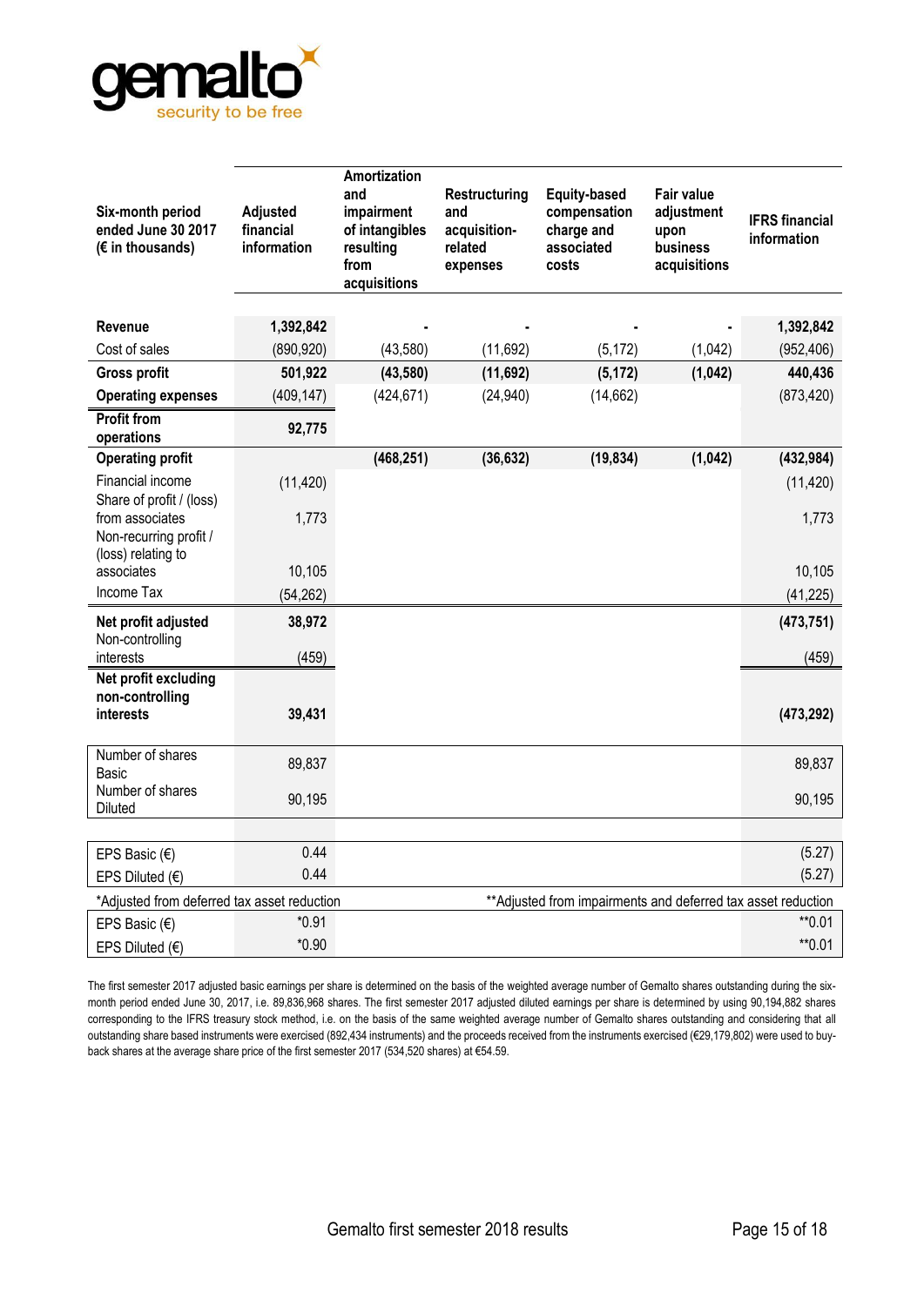| Six-month period ended June 30 2017 (€ in thousands) | Adjusted financial information | Amortization and impairment of intangibles resulting from acquisitions | Restructuring and acquisition-related expenses | Equity-based compensation charge and associated costs | Fair value adjustment upon business acquisitions | IFRS financial information |
|---|---|---|---|---|---|---|
| **Revenue** | **1,392,842** | - | - | - | - | **1,392,842** |
| Cost of sales | (890,920) | (43,580) | (11,692) | (5,172) | (1,042) | (952,406) |
| **Gross profit** | **501,922** | **(43,580)** | **(11,692)** | **(5,172)** | **(1,042)** | **440,436** |
| **Operating expenses** | (409,147) | (424,671) | (24,940) | (14,662) | | (873,420) |
| **Profit from operations** | **92,775** | | | | | |
| **Operating profit** | | **(468,251)** | **(36,632)** | **(19,834)** | **(1,042)** | **(432,984)** |
| Financial income | (11,420) | | | | | (11,420) |
| Share of profit / (loss) from associates | 1,773 | | | | | 1,773 |
| Non-recurring profit / (loss) relating to associates | 10,105 | | | | | 10,105 |
| Income Tax | (54,262) | | | | | (41,225) |
| **Net profit adjusted** | **38,972** | | | | | **(473,751)** |
| Non-controlling interests | (459) | | | | | (459) |
| **Net profit excluding non-controlling interests** | **39,431** | | | | | **(473,292)** |
| Number of shares Basic | 89,837 | | | | | 89,837 |
| Number of shares Diluted | 90,195 | | | | | 90,195 |
| EPS Basic (€) | 0.44 | | | | | (5.27) |
| EPS Diluted (€) | 0.44 | | | | | (5.27) |
| *Adjusted from deferred tax asset reduction | | | | **Adjusted from impairments and deferred tax asset reduction | | |
| EPS Basic (€) | *0.91 | | | | | **0.01 |
| EPS Diluted (€) | *0.90 | | | | | **0.01 |

The first semester 2017 adjusted basic earnings per share is determined on the basis of the weighted average number of Gemalto shares outstanding during the six-month period ended June 30, 2017, i.e. 89,836,968 shares. The first semester 2017 adjusted diluted earnings per share is determined by using 90,194,882 shares corresponding to the IFRS treasury stock method, i.e. on the basis of the same weighted average number of Gemalto shares outstanding and considering that all outstanding share based instruments were exercised (892,434 instruments) and the proceeds received from the instruments exercised (€29,179,802) were used to buy-back shares at the average share price of the first semester 2017 (534,520 shares) at €54.59.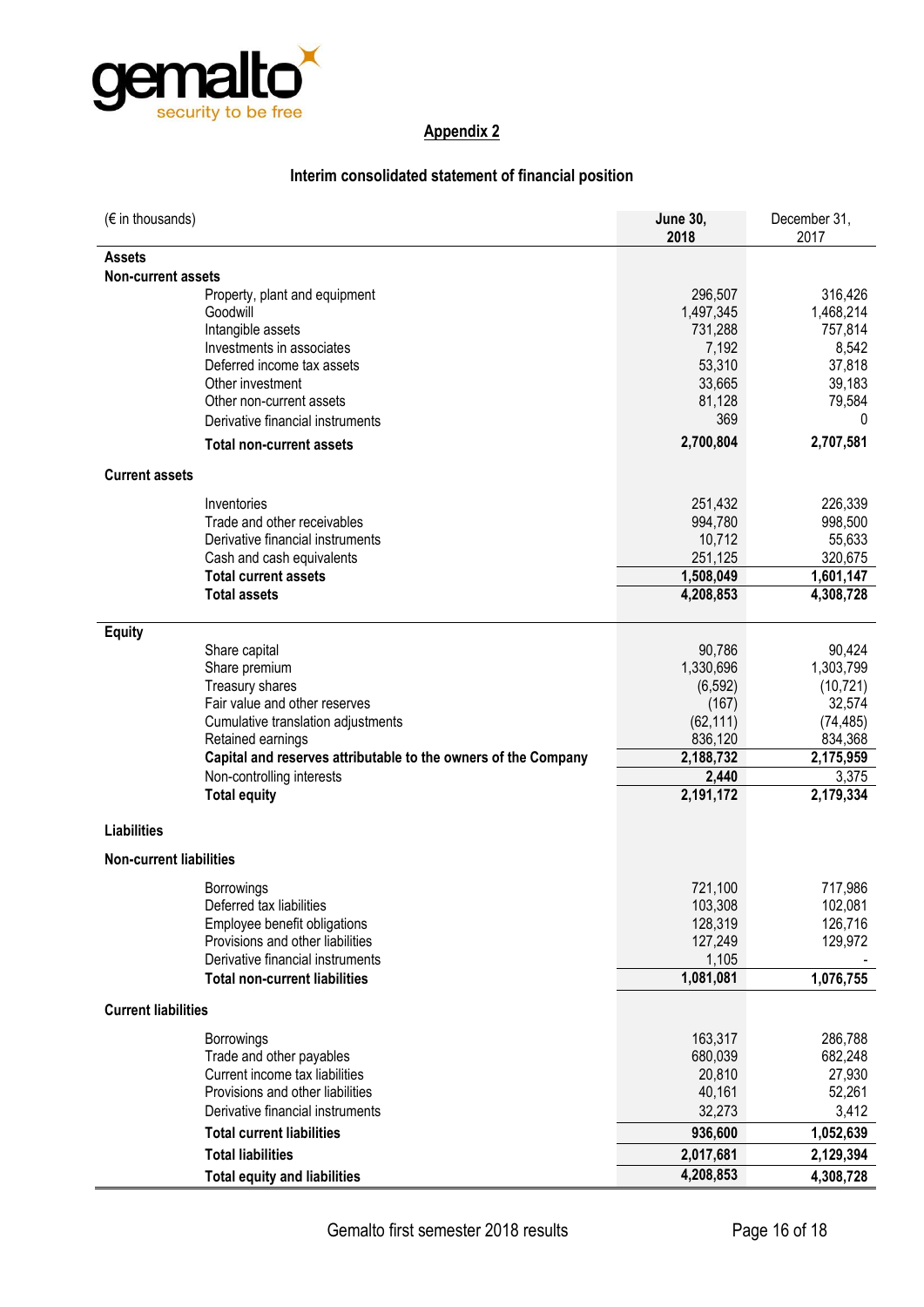## Appendix 2

### Interim consolidated statement of financial position

| (€ in thousands) | June 30, 2018 | December 31, 2017 |
|---|---|---|
| **Assets** | | |
| **Non-current assets** | | |
| Property, plant and equipment | 296,507 | 316,426 |
| Goodwill | 1,497,345 | 1,468,214 |
| Intangible assets | 731,288 | 757,814 |
| Investments in associates | 7,192 | 8,542 |
| Deferred income tax assets | 53,310 | 37,818 |
| Other investment | 33,665 | 39,183 |
| Other non-current assets | 81,128 | 79,584 |
| Derivative financial instruments | 369 | 0 |
| **Total non-current assets** | **2,700,804** | **2,707,581** |
| **Current assets** | | |
| Inventories | 251,432 | 226,339 |
| Trade and other receivables | 994,780 | 998,500 |
| Derivative financial instruments | 10,712 | 55,633 |
| Cash and cash equivalents | 251,125 | 320,675 |
| **Total current assets** | **1,508,049** | **1,601,147** |
| **Total assets** | **4,208,853** | **4,308,728** |
| **Equity** | | |
| Share capital | 90,786 | 90,424 |
| Share premium | 1,330,696 | 1,303,799 |
| Treasury shares | (6,592) | (10,721) |
| Fair value and other reserves | (167) | 32,574 |
| Cumulative translation adjustments | (62,111) | (74,485) |
| Retained earnings | 836,120 | 834,368 |
| **Capital and reserves attributable to the owners of the Company** | **2,188,732** | **2,175,959** |
| Non-controlling interests | **2,440** | 3,375 |
| **Total equity** | **2,191,172** | **2,179,334** |
| **Liabilities** | | |
| **Non-current liabilities** | | |
| Borrowings | 721,100 | 717,986 |
| Deferred tax liabilities | 103,308 | 102,081 |
| Employee benefit obligations | 128,319 | 126,716 |
| Provisions and other liabilities | 127,249 | 129,972 |
| Derivative financial instruments | 1,105 | - |
| **Total non-current liabilities** | **1,081,081** | **1,076,755** |
| **Current liabilities** | | |
| Borrowings | 163,317 | 286,788 |
| Trade and other payables | 680,039 | 682,248 |
| Current income tax liabilities | 20,810 | 27,930 |
| Provisions and other liabilities | 40,161 | 52,261 |
| Derivative financial instruments | 32,273 | 3,412 |
| **Total current liabilities** | **936,600** | **1,052,639** |
| **Total liabilities** | **2,017,681** | **2,129,394** |
| **Total equity and liabilities** | **4,208,853** | **4,308,728** |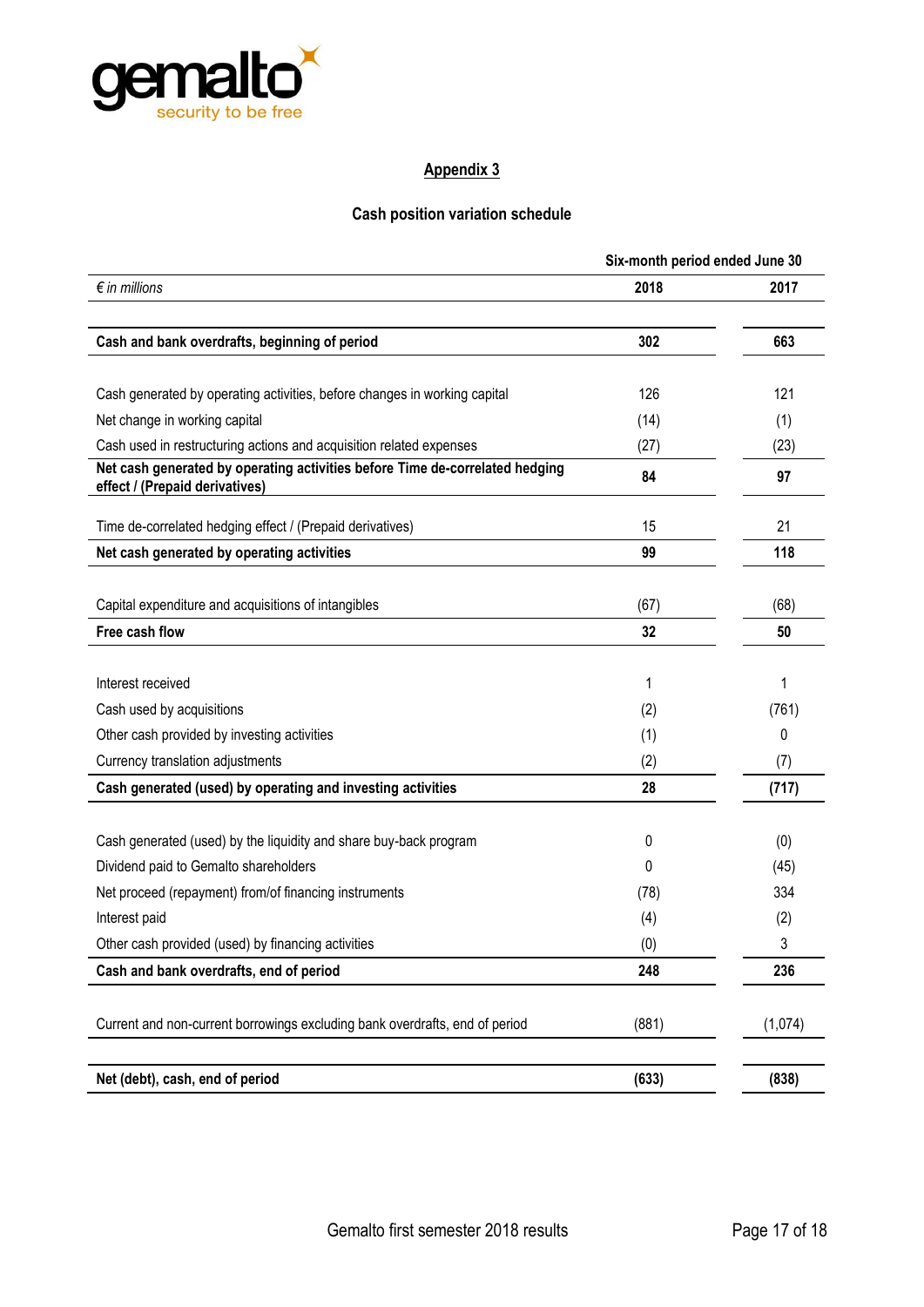## Appendix 3

### Cash position variation schedule

| *€ in millions* | Six-month period ended June 30 2018 | 2017 |
|---|---|---|
| **Cash and bank overdrafts, beginning of period** | **302** | **663** |
| Cash generated by operating activities, before changes in working capital | 126 | 121 |
| Net change in working capital | (14) | (1) |
| Cash used in restructuring actions and acquisition related expenses | (27) | (23) |
| **Net cash generated by operating activities before Time de-correlated hedging effect / (Prepaid derivatives)** | **84** | **97** |
| Time de-correlated hedging effect / (Prepaid derivatives) | 15 | 21 |
| **Net cash generated by operating activities** | **99** | **118** |
| Capital expenditure and acquisitions of intangibles | (67) | (68) |
| **Free cash flow** | **32** | **50** |
| Interest received | 1 | 1 |
| Cash used by acquisitions | (2) | (761) |
| Other cash provided by investing activities | (1) | 0 |
| Currency translation adjustments | (2) | (7) |
| **Cash generated (used) by operating and investing activities** | **28** | **(717)** |
| Cash generated (used) by the liquidity and share buy-back program | 0 | (0) |
| Dividend paid to Gemalto shareholders | 0 | (45) |
| Net proceed (repayment) from/of financing instruments | (78) | 334 |
| Interest paid | (4) | (2) |
| Other cash provided (used) by financing activities | (0) | 3 |
| **Cash and bank overdrafts, end of period** | **248** | **236** |
| Current and non-current borrowings excluding bank overdrafts, end of period | (881) | (1,074) |
| **Net (debt), cash, end of period** | **(633)** | **(838)** |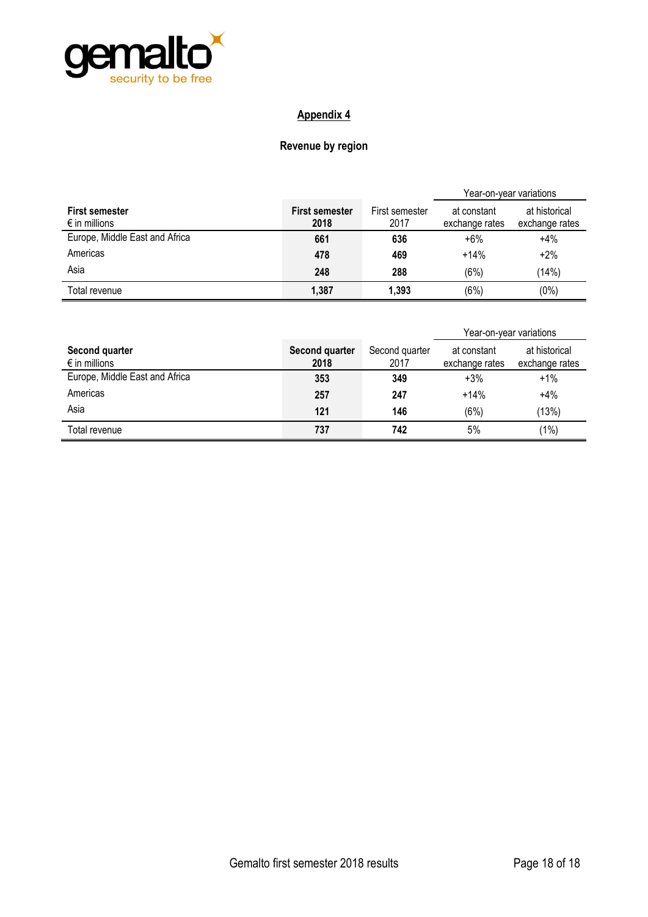## Appendix 4

### Revenue by region

| First semester<br>€ in millions | First semester 2018 | First semester 2017 | Year-on-year variations at constant exchange rates | Year-on-year variations at historical exchange rates |
|---|---|---|---|---|
| Europe, Middle East and Africa | **661** | **636** | +6% | +4% |
| Americas | **478** | **469** | +14% | +2% |
| Asia | **248** | **288** | (6%) | (14%) |
| Total revenue | **1,387** | **1,393** | (6%) | (0%) |

| Second quarter<br>€ in millions | Second quarter 2018 | Second quarter 2017 | Year-on-year variations at constant exchange rates | Year-on-year variations at historical exchange rates |
|---|---|---|---|---|
| Europe, Middle East and Africa | **353** | **349** | +3% | +1% |
| Americas | **257** | **247** | +14% | +4% |
| Asia | **121** | **146** | (6%) | (13%) |
| Total revenue | **737** | **742** | 5% | (1%) |